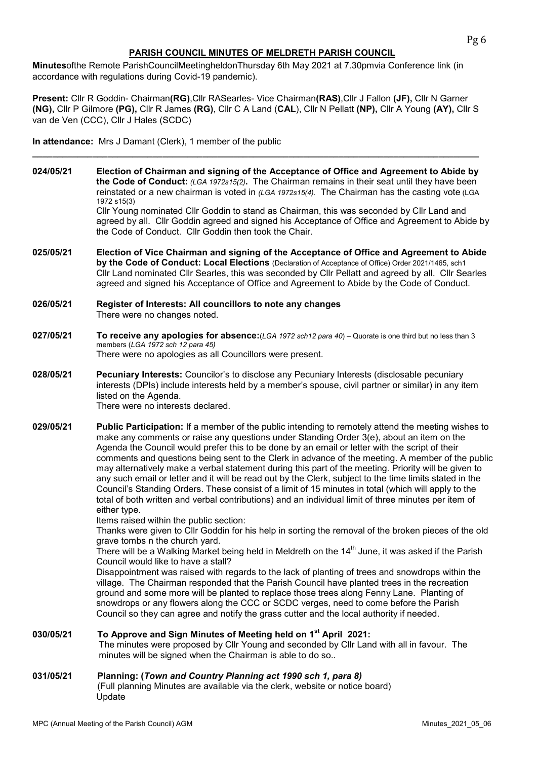## PARISH COUNCIL MINUTES OF MELDRETH PARISH COUNCIL

**Minutes**ofthe Remote ParishCouncilMeetingheldonThursday 6th May 2021 at 7.30pmvia Conference link (in accordance with regulations during Covid-19 pandemic).

**Present:** Cllr R Goddin- Chairman**(RG)**,Cllr RASearles- Vice Chairman**(RAS)**,Cllr J Fallon **(JF),** Cllr N Garner **(NG),** Cllr P Gilmore **(PG),** Cllr R James **(RG)**, Cllr C A Land (**CAL**), Cllr N Pellatt **(NP),** Cllr A Young **(AY),** Cllr S van de Ven (CCC), Cllr J Hales (SCDC)

**In attendance:** Mrs J Damant (Clerk), 1 member of the public

---

**024/05/21** **Election of Chairman and signing of the Acceptance of Office and Agreement to Abide by the Code of Conduct:** *(LGA 1972s15(2)***.** The Chairman remains in their seat until they have been reinstated or a new chairman is voted in *(LGA 1972s15(4).* The Chairman has the casting vote (LGA 1972 s15(3)
Cllr Young nominated Cllr Goddin to stand as Chairman, this was seconded by Cllr Land and agreed by all. Cllr Goddin agreed and signed his Acceptance of Office and Agreement to Abide by the Code of Conduct. Cllr Goddin then took the Chair.

**025/05/21** **Election of Vice Chairman and signing of the Acceptance of Office and Agreement to Abide by the Code of Conduct: Local Elections** (Declaration of Acceptance of Office) Order 2021/1465, sch1
Cllr Land nominated Cllr Searles, this was seconded by Cllr Pellatt and agreed by all. Cllr Searles agreed and signed his Acceptance of Office and Agreement to Abide by the Code of Conduct.

**026/05/21** **Register of Interests: All councillors to note any changes**
There were no changes noted.

**027/05/21** **To receive any apologies for absence:**(*LGA 1972 sch12 para 40*) – Quorate is one third but no less than 3 members (*LGA 1972 sch 12 para 45)*
There were no apologies as all Councillors were present.

**028/05/21** **Pecuniary Interests:** Councilor's to disclose any Pecuniary Interests (disclosable pecuniary interests (DPIs) include interests held by a member's spouse, civil partner or similar) in any item listed on the Agenda.
There were no interests declared.

**029/05/21** **Public Participation:** If a member of the public intending to remotely attend the meeting wishes to make any comments or raise any questions under Standing Order 3(e), about an item on the Agenda the Council would prefer this to be done by an email or letter with the script of their comments and questions being sent to the Clerk in advance of the meeting. A member of the public may alternatively make a verbal statement during this part of the meeting. Priority will be given to any such email or letter and it will be read out by the Clerk, subject to the time limits stated in the Council's Standing Orders. These consist of a limit of 15 minutes in total (which will apply to the total of both written and verbal contributions) and an individual limit of three minutes per item of either type.
Items raised within the public section:
Thanks were given to Cllr Goddin for his help in sorting the removal of the broken pieces of the old grave tombs n the church yard.
There will be a Walking Market being held in Meldreth on the 14th June, it was asked if the Parish Council would like to have a stall?
Disappointment was raised with regards to the lack of planting of trees and snowdrops within the village. The Chairman responded that the Parish Council have planted trees in the recreation ground and some more will be planted to replace those trees along Fenny Lane. Planting of snowdrops or any flowers along the CCC or SCDC verges, need to come before the Parish Council so they can agree and notify the grass cutter and the local authority if needed.

**030/05/21** **To Approve and Sign Minutes of Meeting held on 1st April 2021:**
The minutes were proposed by Cllr Young and seconded by Cllr Land with all in favour. The minutes will be signed when the Chairman is able to do so..

**031/05/21** **Planning: (*Town and Country Planning act 1990 sch 1, para 8)***
(Full planning Minutes are available via the clerk, website or notice board)
Update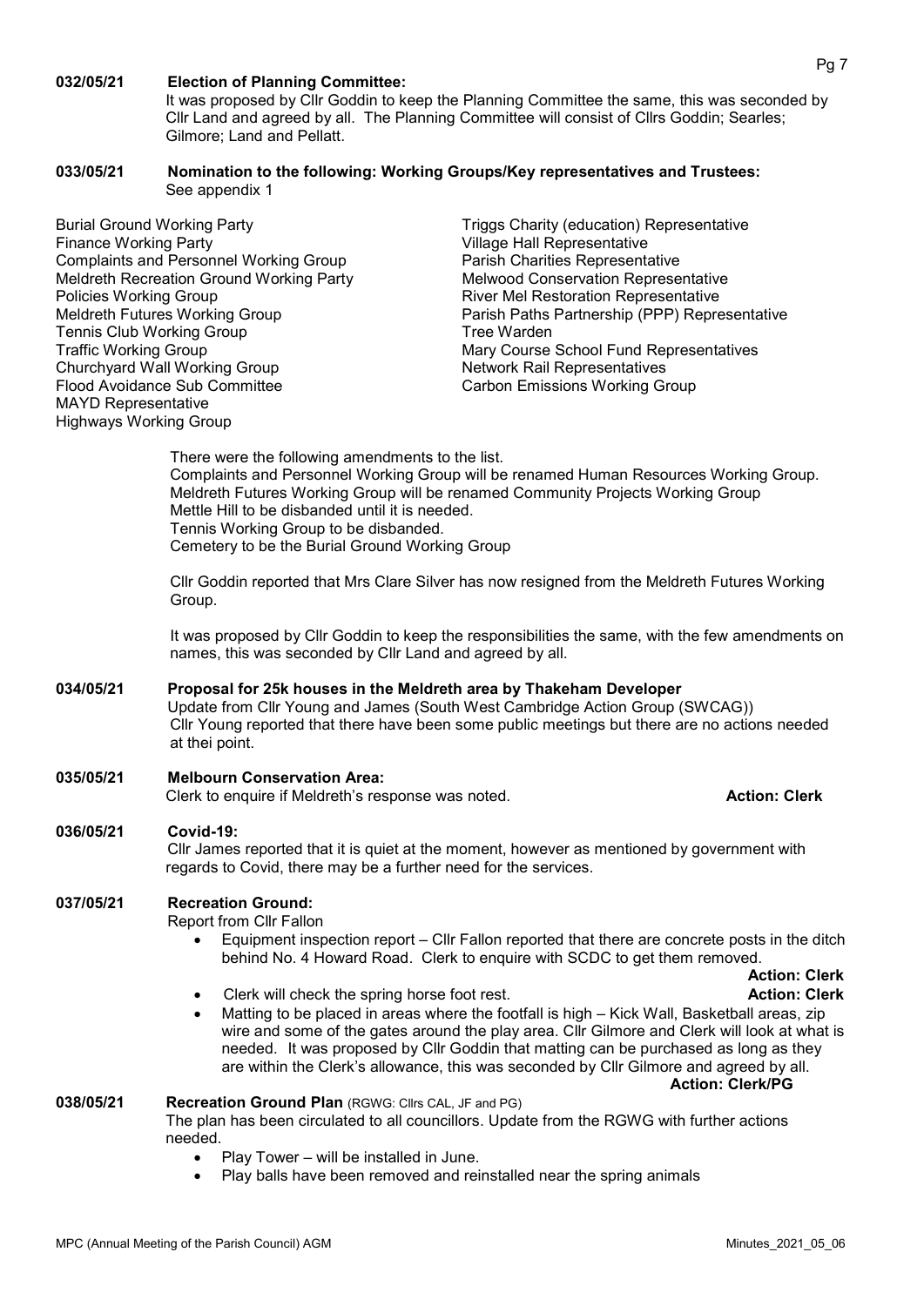**032/05/21 Election of Planning Committee:**

It was proposed by Cllr Goddin to keep the Planning Committee the same, this was seconded by Cllr Land and agreed by all. The Planning Committee will consist of Cllrs Goddin; Searles; Gilmore; Land and Pellatt.

**033/05/21 Nomination to the following: Working Groups/Key representatives and Trustees:**

See appendix 1

Burial Ground Working Party
Finance Working Party
Complaints and Personnel Working Group
Meldreth Recreation Ground Working Party
Policies Working Group
Meldreth Futures Working Group
Tennis Club Working Group
Traffic Working Group
Churchyard Wall Working Group
Flood Avoidance Sub Committee
MAYD Representative
Highways Working Group
Triggs Charity (education) Representative
Village Hall Representative
Parish Charities Representative
Melwood Conservation Representative
River Mel Restoration Representative
Parish Paths Partnership (PPP) Representative
Tree Warden
Mary Course School Fund Representatives
Network Rail Representatives
Carbon Emissions Working Group

There were the following amendments to the list.
Complaints and Personnel Working Group will be renamed Human Resources Working Group.
Meldreth Futures Working Group will be renamed Community Projects Working Group
Mettle Hill to be disbanded until it is needed.
Tennis Working Group to be disbanded.
Cemetery to be the Burial Ground Working Group

Cllr Goddin reported that Mrs Clare Silver has now resigned from the Meldreth Futures Working Group.

It was proposed by Cllr Goddin to keep the responsibilities the same, with the few amendments on names, this was seconded by Cllr Land and agreed by all.

**034/05/21 Proposal for 25k houses in the Meldreth area by Thakeham Developer**

Update from Cllr Young and James (South West Cambridge Action Group (SWCAG))
Cllr Young reported that there have been some public meetings but there are no actions needed at thei point.

**035/05/21 Melbourn Conservation Area:**

Clerk to enquire if Meldreth's response was noted. **Action: Clerk**

**036/05/21 Covid-19:**

Cllr James reported that it is quiet at the moment, however as mentioned by government with regards to Covid, there may be a further need for the services.

**037/05/21 Recreation Ground:**

Report from Cllr Fallon

- Equipment inspection report – Cllr Fallon reported that there are concrete posts in the ditch behind No. 4 Howard Road. Clerk to enquire with SCDC to get them removed. **Action: Clerk**
- Clerk will check the spring horse foot rest. **Action: Clerk**
- Matting to be placed in areas where the footfall is high – Kick Wall, Basketball areas, zip wire and some of the gates around the play area. Cllr Gilmore and Clerk will look at what is needed. It was proposed by Cllr Goddin that matting can be purchased as long as they are within the Clerk's allowance, this was seconded by Cllr Gilmore and agreed by all. **Action: Clerk/PG**

**038/05/21 Recreation Ground Plan** (RGWG: Cllrs CAL, JF and PG)

The plan has been circulated to all councillors. Update from the RGWG with further actions needed.

- Play Tower – will be installed in June.
- Play balls have been removed and reinstalled near the spring animals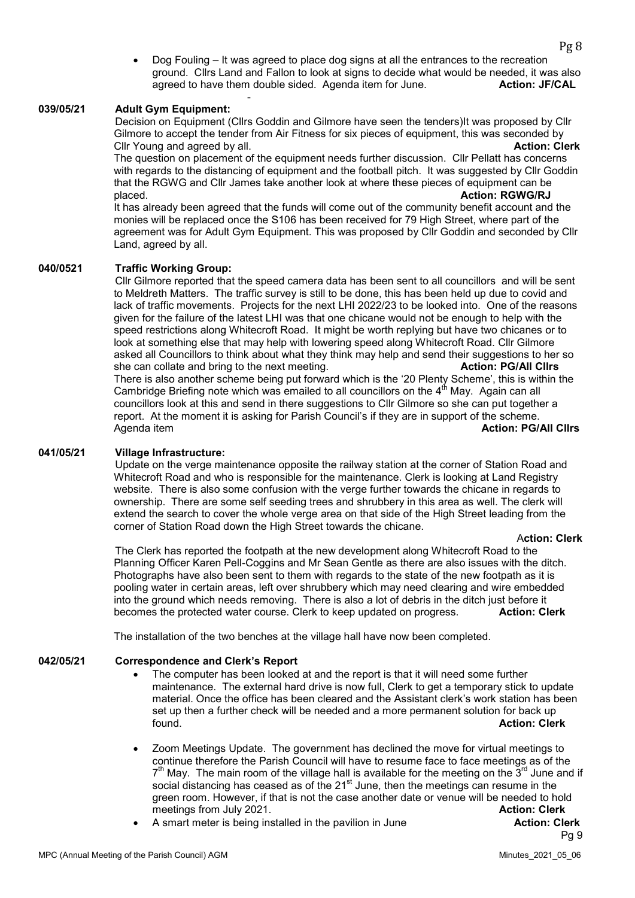- Dog Fouling – It was agreed to place dog signs at all the entrances to the recreation ground. Cllrs Land and Fallon to look at signs to decide what would be needed, it was also agreed to have them double sided. Agenda item for June. **Action: JF/CAL**

-

**039/05/21 Adult Gym Equipment:**

Decision on Equipment (Cllrs Goddin and Gilmore have seen the tenders)It was proposed by Cllr Gilmore to accept the tender from Air Fitness for six pieces of equipment, this was seconded by Cllr Young and agreed by all. **Action: Clerk**

The question on placement of the equipment needs further discussion. Cllr Pellatt has concerns with regards to the distancing of equipment and the football pitch. It was suggested by Cllr Goddin that the RGWG and Cllr James take another look at where these pieces of equipment can be placed. **Action: RGWG/RJ**

It has already been agreed that the funds will come out of the community benefit account and the monies will be replaced once the S106 has been received for 79 High Street, where part of the agreement was for Adult Gym Equipment. This was proposed by Cllr Goddin and seconded by Cllr Land, agreed by all.

**040/0521 Traffic Working Group:**

Cllr Gilmore reported that the speed camera data has been sent to all councillors and will be sent to Meldreth Matters. The traffic survey is still to be done, this has been held up due to covid and lack of traffic movements. Projects for the next LHI 2022/23 to be looked into. One of the reasons given for the failure of the latest LHI was that one chicane would not be enough to help with the speed restrictions along Whitecroft Road. It might be worth replying but have two chicanes or to look at something else that may help with lowering speed along Whitecroft Road. Cllr Gilmore asked all Councillors to think about what they think may help and send their suggestions to her so she can collate and bring to the next meeting. **Action: PG/All Cllrs**

There is also another scheme being put forward which is the '20 Plenty Scheme', this is within the Cambridge Briefing note which was emailed to all councillors on the 4th May. Again can all councillors look at this and send in there suggestions to Cllr Gilmore so she can put together a report. At the moment it is asking for Parish Council's if they are in support of the scheme. Agenda item **Action: PG/All Cllrs**

**041/05/21 Village Infrastructure:**

Update on the verge maintenance opposite the railway station at the corner of Station Road and Whitecroft Road and who is responsible for the maintenance. Clerk is looking at Land Registry website. There is also some confusion with the verge further towards the chicane in regards to ownership. There are some self seeding trees and shrubbery in this area as well. The clerk will extend the search to cover the whole verge area on that side of the High Street leading from the corner of Station Road down the High Street towards the chicane.

**Action: Clerk**

The Clerk has reported the footpath at the new development along Whitecroft Road to the Planning Officer Karen Pell-Coggins and Mr Sean Gentle as there are also issues with the ditch. Photographs have also been sent to them with regards to the state of the new footpath as it is pooling water in certain areas, left over shrubbery which may need clearing and wire embedded into the ground which needs removing. There is also a lot of debris in the ditch just before it becomes the protected water course. Clerk to keep updated on progress. **Action: Clerk**

The installation of the two benches at the village hall have now been completed.

**042/05/21 Correspondence and Clerk's Report**

- The computer has been looked at and the report is that it will need some further maintenance. The external hard drive is now full, Clerk to get a temporary stick to update material. Once the office has been cleared and the Assistant clerk's work station has been set up then a further check will be needed and a more permanent solution for back up found. **Action: Clerk**

- Zoom Meetings Update. The government has declined the move for virtual meetings to continue therefore the Parish Council will have to resume face to face meetings as of the 7th May. The main room of the village hall is available for the meeting on the 3rd June and if social distancing has ceased as of the 21st June, then the meetings can resume in the green room. However, if that is not the case another date or venue will be needed to hold meetings from July 2021. **Action: Clerk**
- A smart meter is being installed in the pavilion in June **Action: Clerk**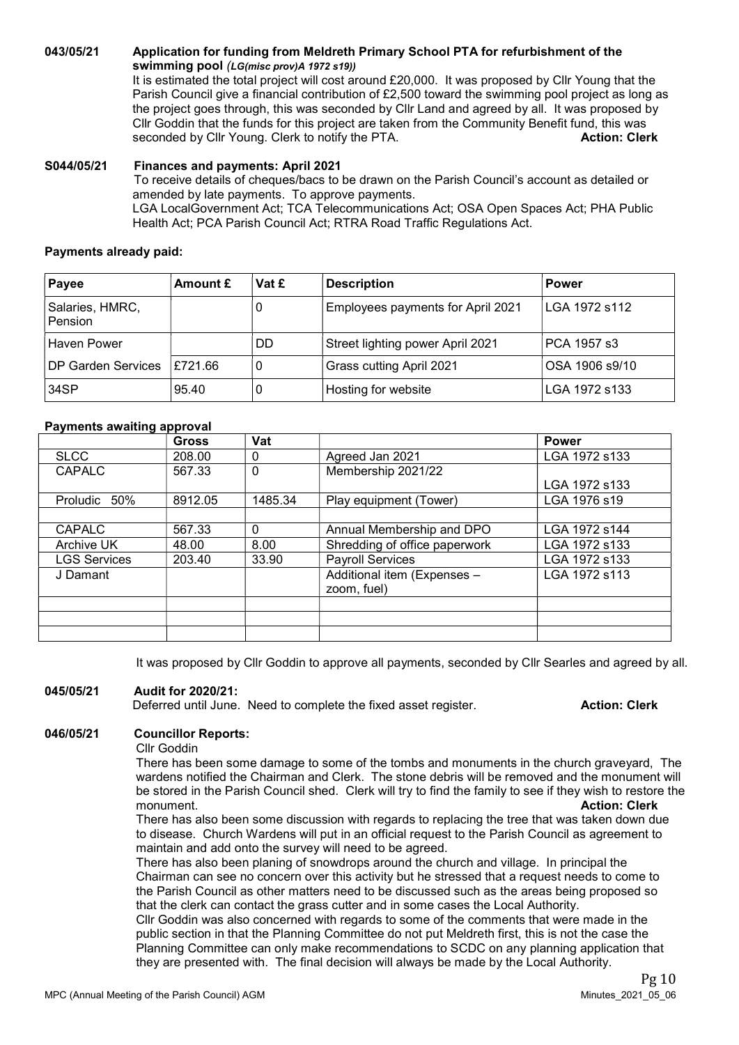**043/05/21 Application for funding from Meldreth Primary School PTA for refurbishment of the swimming pool** *(LG(misc prov)A 1972 s19))*

It is estimated the total project will cost around £20,000. It was proposed by Cllr Young that the Parish Council give a financial contribution of £2,500 toward the swimming pool project as long as the project goes through, this was seconded by Cllr Land and agreed by all. It was proposed by Cllr Goddin that the funds for this project are taken from the Community Benefit fund, this was seconded by Cllr Young. Clerk to notify the PTA. **Action: Clerk**

**S044/05/21 Finances and payments: April 2021**

To receive details of cheques/bacs to be drawn on the Parish Council's account as detailed or amended by late payments. To approve payments.

LGA LocalGovernment Act; TCA Telecommunications Act; OSA Open Spaces Act; PHA Public Health Act; PCA Parish Council Act; RTRA Road Traffic Regulations Act.

**Payments already paid:**

| Payee | Amount £ | Vat £ | Description | Power |
|---|---|---|---|---|
| Salaries, HMRC, Pension | | 0 | Employees payments for April 2021 | LGA 1972 s112 |
| Haven Power | | DD | Street lighting power April 2021 | PCA 1957 s3 |
| DP Garden Services | £721.66 | 0 | Grass cutting April 2021 | OSA 1906 s9/10 |
| 34SP | 95.40 | 0 | Hosting for website | LGA 1972 s133 |

**Payments awaiting approval**

| | Gross | Vat | | Power |
|---|---|---|---|---|
| SLCC | 208.00 | 0 | Agreed Jan 2021 | LGA 1972 s133 |
| CAPALC | 567.33 | 0 | Membership 2021/22 | LGA 1972 s133 |
| Proludic 50% | 8912.05 | 1485.34 | Play equipment (Tower) | LGA 1976 s19 |
| | | | | |
| CAPALC | 567.33 | 0 | Annual Membership and DPO | LGA 1972 s144 |
| Archive UK | 48.00 | 8.00 | Shredding of office paperwork | LGA 1972 s133 |
| LGS Services | 203.40 | 33.90 | Payroll Services | LGA 1972 s133 |
| J Damant | | | Additional item (Expenses – zoom, fuel) | LGA 1972 s113 |
| | | | | |
| | | | | |
| | | | | |

It was proposed by Cllr Goddin to approve all payments, seconded by Cllr Searles and agreed by all.

**045/05/21 Audit for 2020/21:**

Deferred until June. Need to complete the fixed asset register. **Action: Clerk**

**046/05/21 Councillor Reports:**

Cllr Goddin

There has been some damage to some of the tombs and monuments in the church graveyard, The wardens notified the Chairman and Clerk. The stone debris will be removed and the monument will be stored in the Parish Council shed. Clerk will try to find the family to see if they wish to restore the monument. **Action: Clerk**

There has also been some discussion with regards to replacing the tree that was taken down due to disease. Church Wardens will put in an official request to the Parish Council as agreement to maintain and add onto the survey will need to be agreed.

There has also been planing of snowdrops around the church and village. In principal the Chairman can see no concern over this activity but he stressed that a request needs to come to the Parish Council as other matters need to be discussed such as the areas being proposed so that the clerk can contact the grass cutter and in some cases the Local Authority.

Cllr Goddin was also concerned with regards to some of the comments that were made in the public section in that the Planning Committee do not put Meldreth first, this is not the case the Planning Committee can only make recommendations to SCDC on any planning application that they are presented with. The final decision will always be made by the Local Authority.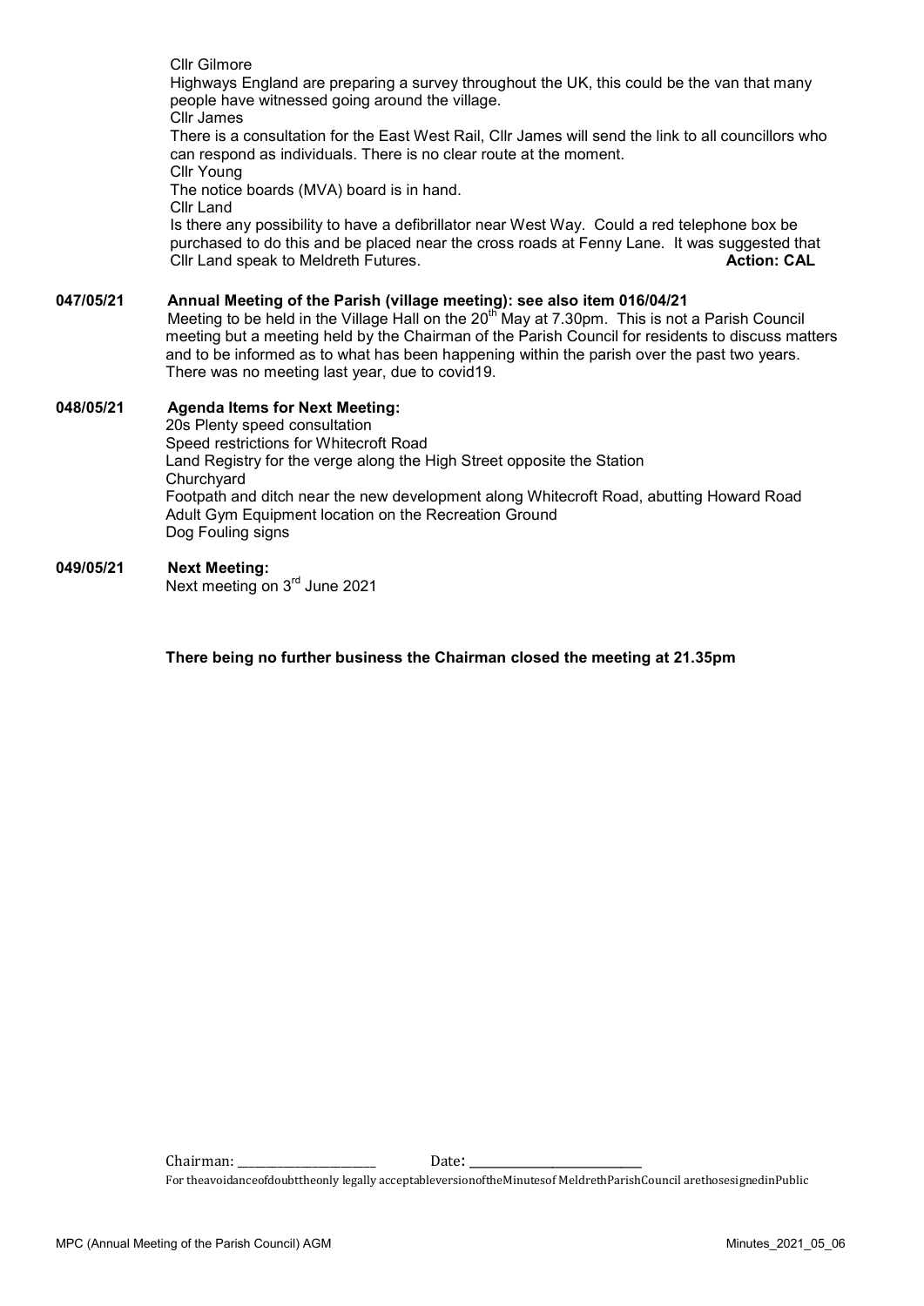Cllr Gilmore

Highways England are preparing a survey throughout the UK, this could be the van that many people have witnessed going around the village.

Cllr James

There is a consultation for the East West Rail, Cllr James will send the link to all councillors who can respond as individuals. There is no clear route at the moment.

Cllr Young

The notice boards (MVA) board is in hand.

Cllr Land

Is there any possibility to have a defibrillator near West Way. Could a red telephone box be purchased to do this and be placed near the cross roads at Fenny Lane. It was suggested that Cllr Land speak to Meldreth Futures. **Action: CAL**

**047/05/21 Annual Meeting of the Parish (village meeting): see also item 016/04/21**

Meeting to be held in the Village Hall on the 20th May at 7.30pm. This is not a Parish Council meeting but a meeting held by the Chairman of the Parish Council for residents to discuss matters and to be informed as to what has been happening within the parish over the past two years. There was no meeting last year, due to covid19.

**048/05/21 Agenda Items for Next Meeting:**

20s Plenty speed consultation
Speed restrictions for Whitecroft Road
Land Registry for the verge along the High Street opposite the Station
Churchyard
Footpath and ditch near the new development along Whitecroft Road, abutting Howard Road
Adult Gym Equipment location on the Recreation Ground
Dog Fouling signs

**049/05/21 Next Meeting:**

Next meeting on 3rd June 2021

**There being no further business the Chairman closed the meeting at 21.35pm**

Chairman: ____________________ Date: ________________________

For the avoidance of doubt the only legally acceptable version of the Minutes of Meldreth Parish Council are those signed in Public

MPC (Annual Meeting of the Parish Council) AGM Minutes_2021_05_06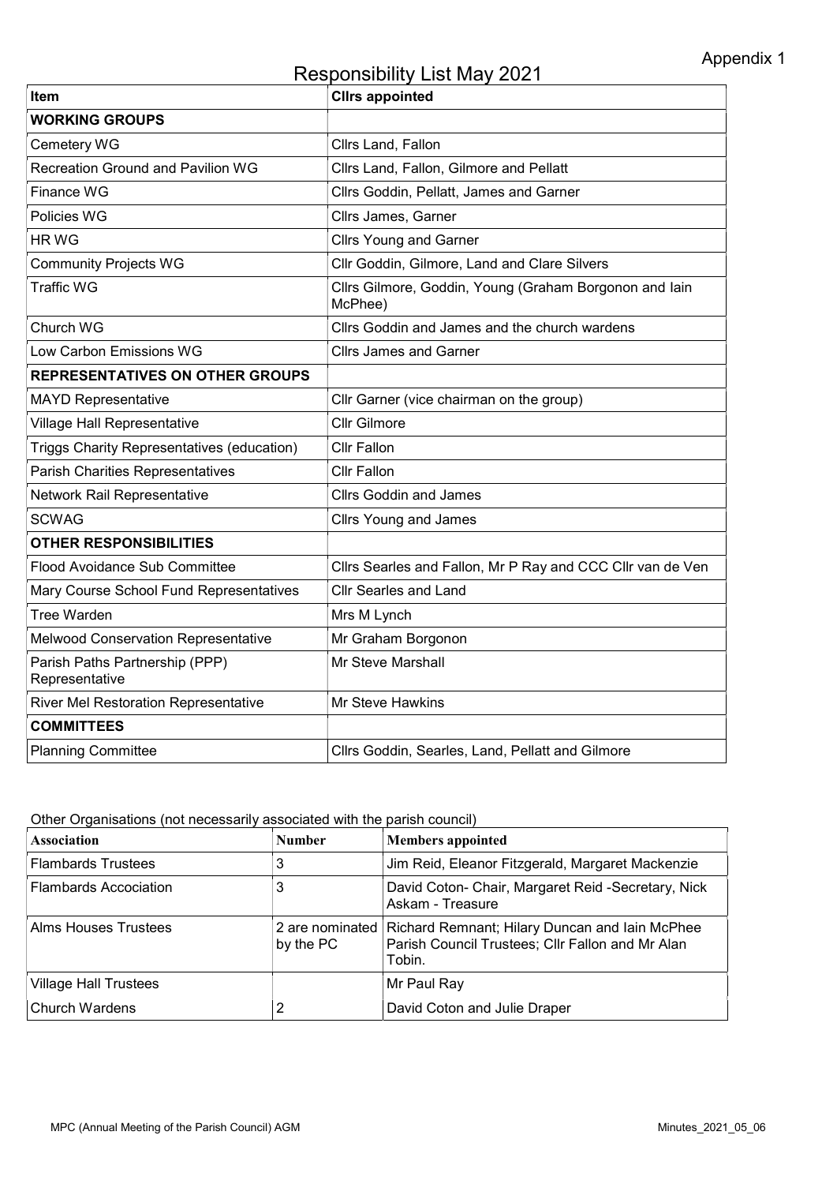Appendix 1

# Responsibility List May 2021

| Item | Cllrs appointed |
|---|---|
| **WORKING GROUPS** | |
| Cemetery WG | Cllrs Land, Fallon |
| Recreation Ground and Pavilion WG | Cllrs Land, Fallon, Gilmore and Pellatt |
| Finance WG | Cllrs Goddin, Pellatt, James and Garner |
| Policies WG | Cllrs James, Garner |
| HR WG | Cllrs Young and Garner |
| Community Projects WG | Cllr Goddin, Gilmore, Land and Clare Silvers |
| Traffic WG | Cllrs Gilmore, Goddin, Young (Graham Borgonon and Iain McPhee) |
| Church WG | Cllrs Goddin and James and the church wardens |
| Low Carbon Emissions WG | Cllrs James and Garner |
| **REPRESENTATIVES ON OTHER GROUPS** | |
| MAYD Representative | Cllr Garner (vice chairman on the group) |
| Village Hall Representative | Cllr Gilmore |
| Triggs Charity Representatives (education) | Cllr Fallon |
| Parish Charities Representatives | Cllr Fallon |
| Network Rail Representative | Cllrs Goddin and James |
| SCWAG | Cllrs Young and James |
| **OTHER RESPONSIBILITIES** | |
| Flood Avoidance Sub Committee | Cllrs Searles and Fallon, Mr P Ray and CCC Cllr van de Ven |
| Mary Course School Fund Representatives | Cllr Searles and Land |
| Tree Warden | Mrs M Lynch |
| Melwood Conservation Representative | Mr Graham Borgonon |
| Parish Paths Partnership (PPP) Representative | Mr Steve Marshall |
| River Mel Restoration Representative | Mr Steve Hawkins |
| **COMMITTEES** | |
| Planning Committee | Cllrs Goddin, Searles, Land, Pellatt and Gilmore |

Other Organisations (not necessarily associated with the parish council)

| Association | Number | Members appointed |
|---|---|---|
| Flambards Trustees | 3 | Jim Reid, Eleanor Fitzgerald, Margaret Mackenzie |
| Flambards Accociation | 3 | David Coton- Chair, Margaret Reid -Secretary, Nick Askam - Treasure |
| Alms Houses Trustees | 2 are nominated by the PC | Richard Remnant; Hilary Duncan and Iain McPhee Parish Council Trustees; Cllr Fallon and Mr Alan Tobin. |
| Village Hall Trustees | | Mr Paul Ray |
| Church Wardens | 2 | David Coton and Julie Draper |